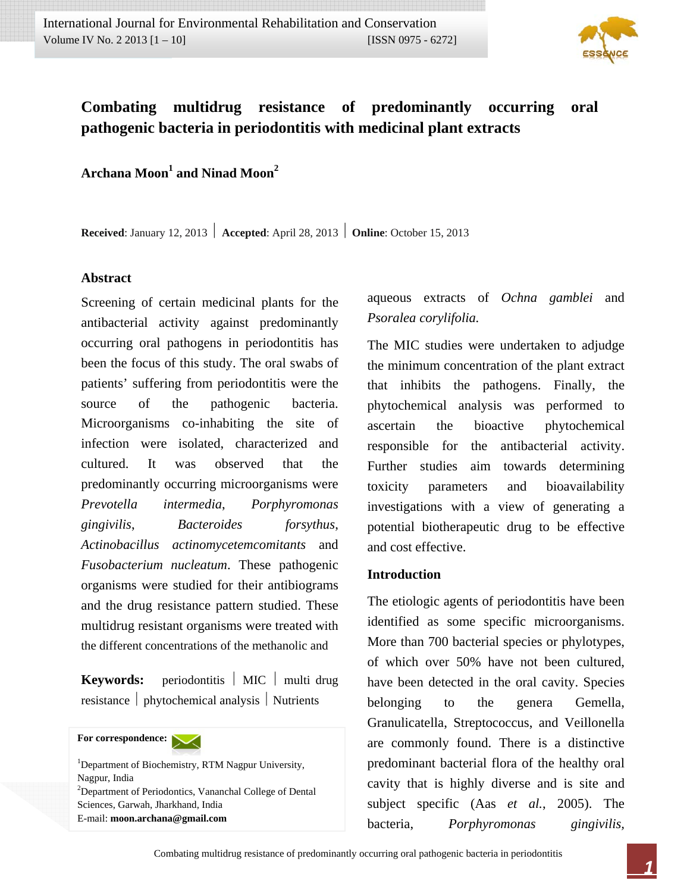# Combating multidrug resistance of predominantly occurring oral pathogenic bacteria in periodontitis with medicinal plant extracts

**Archana Moon[1] and Ninad Moon[2]**

**Received**: January 12, 2013 | **Accepted**: April 28, 2013 | **Online**: October 15, 2013

## Abstract

Screening of certain medicinal plants for the antibacterial activity against predominantly occurring oral pathogens in periodontitis has been the focus of this study. The oral swabs of patients' suffering from periodontitis were the source of the pathogenic bacteria. Microorganisms co-inhabiting the site of infection were isolated, characterized and cultured. It was observed that the predominantly occurring microorganisms were *Prevotella intermedia*, *Porphyromonas gingivilis*, *Bacteroides forsythus*, *Actinobacillus actinomycetemcomitants* and *Fusobacterium nucleatum*. These pathogenic organisms were studied for their antibiograms and the drug resistance pattern studied. These multidrug resistant organisms were treated with the different concentrations of the methanolic and aqueous extracts of *Ochna gamblei* and *Psoralea corylifolia.*

The MIC studies were undertaken to adjudge the minimum concentration of the plant extract that inhibits the pathogens. Finally, the phytochemical analysis was performed to ascertain the bioactive phytochemical responsible for the antibacterial activity. Further studies aim towards determining toxicity parameters and bioavailability investigations with a view of generating a potential biotherapeutic drug to be effective and cost effective.

**Keywords:** periodontitis | MIC | multi drug resistance | phytochemical analysis | Nutrients

**For correspondence:**

[1]Department of Biochemistry, RTM Nagpur University, Nagpur, India
[2]Department of Periodontics, Vananchal College of Dental Sciences, Garwah, Jharkhand, India
E-mail: **moon.archana@gmail.com**

## Introduction

The etiologic agents of periodontitis have been identified as some specific microorganisms. More than 700 bacterial species or phylotypes, of which over 50% have not been cultured, have been detected in the oral cavity. Species belonging to the genera Gemella, Granulicatella, Streptococcus, and Veillonella are commonly found. There is a distinctive predominant bacterial flora of the healthy oral cavity that is highly diverse and is site and subject specific (Aas *et al.*, 2005). The bacteria, *Porphyromonas gingivilis,*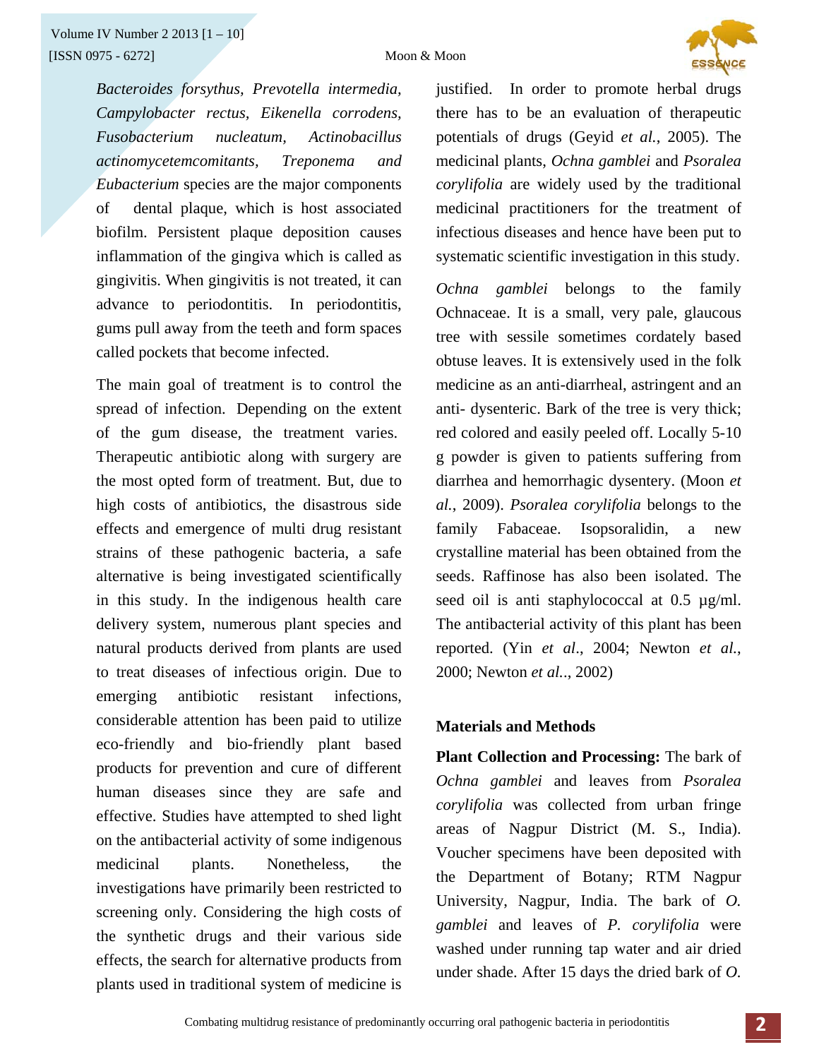*Bacteroides forsythus*, *Prevotella intermedia*, *Campylobacter rectus*, *Eikenella corrodens*, *Fusobacterium nucleatum*, *Actinobacillus actinomycetemcomitants*, *Treponema and Eubacterium* species are the major components of dental plaque, which is host associated biofilm. Persistent plaque deposition causes inflammation of the gingiva which is called as gingivitis. When gingivitis is not treated, it can advance to periodontitis. In periodontitis, gums pull away from the teeth and form spaces called pockets that become infected.

The main goal of treatment is to control the spread of infection. Depending on the extent of the gum disease, the treatment varies. Therapeutic antibiotic along with surgery are the most opted form of treatment. But, due to high costs of antibiotics, the disastrous side effects and emergence of multi drug resistant strains of these pathogenic bacteria, a safe alternative is being investigated scientifically in this study. In the indigenous health care delivery system, numerous plant species and natural products derived from plants are used to treat diseases of infectious origin. Due to emerging antibiotic resistant infections, considerable attention has been paid to utilize eco-friendly and bio-friendly plant based products for prevention and cure of different human diseases since they are safe and effective. Studies have attempted to shed light on the antibacterial activity of some indigenous medicinal plants. Nonetheless, the investigations have primarily been restricted to screening only. Considering the high costs of the synthetic drugs and their various side effects, the search for alternative products from plants used in traditional system of medicine is justified. In order to promote herbal drugs there has to be an evaluation of therapeutic potentials of drugs (Geyid *et al.*, 2005). The medicinal plants, *Ochna gamblei* and *Psoralea corylifolia* are widely used by the traditional medicinal practitioners for the treatment of infectious diseases and hence have been put to systematic scientific investigation in this study.

*Ochna gamblei* belongs to the family Ochnaceae. It is a small, very pale, glaucous tree with sessile sometimes cordately based obtuse leaves. It is extensively used in the folk medicine as an anti-diarrheal, astringent and an anti- dysenteric. Bark of the tree is very thick; red colored and easily peeled off. Locally 5-10 g powder is given to patients suffering from diarrhea and hemorrhagic dysentery. (Moon *et al.*, 2009). *Psoralea corylifolia* belongs to the family Fabaceae. Isopsoralidin, a new crystalline material has been obtained from the seeds. Raffinose has also been isolated. The seed oil is anti staphylococcal at 0.5 µg/ml. The antibacterial activity of this plant has been reported. (Yin *et al*., 2004; Newton *et al.*, 2000; Newton *et al.*., 2002)

## Materials and Methods

**Plant Collection and Processing:** The bark of *Ochna gamblei* and leaves from *Psoralea corylifolia* was collected from urban fringe areas of Nagpur District (M. S., India). Voucher specimens have been deposited with the Department of Botany; RTM Nagpur University, Nagpur, India. The bark of *O. gamblei* and leaves of *P. corylifolia* were washed under running tap water and air dried under shade. After 15 days the dried bark of *O.*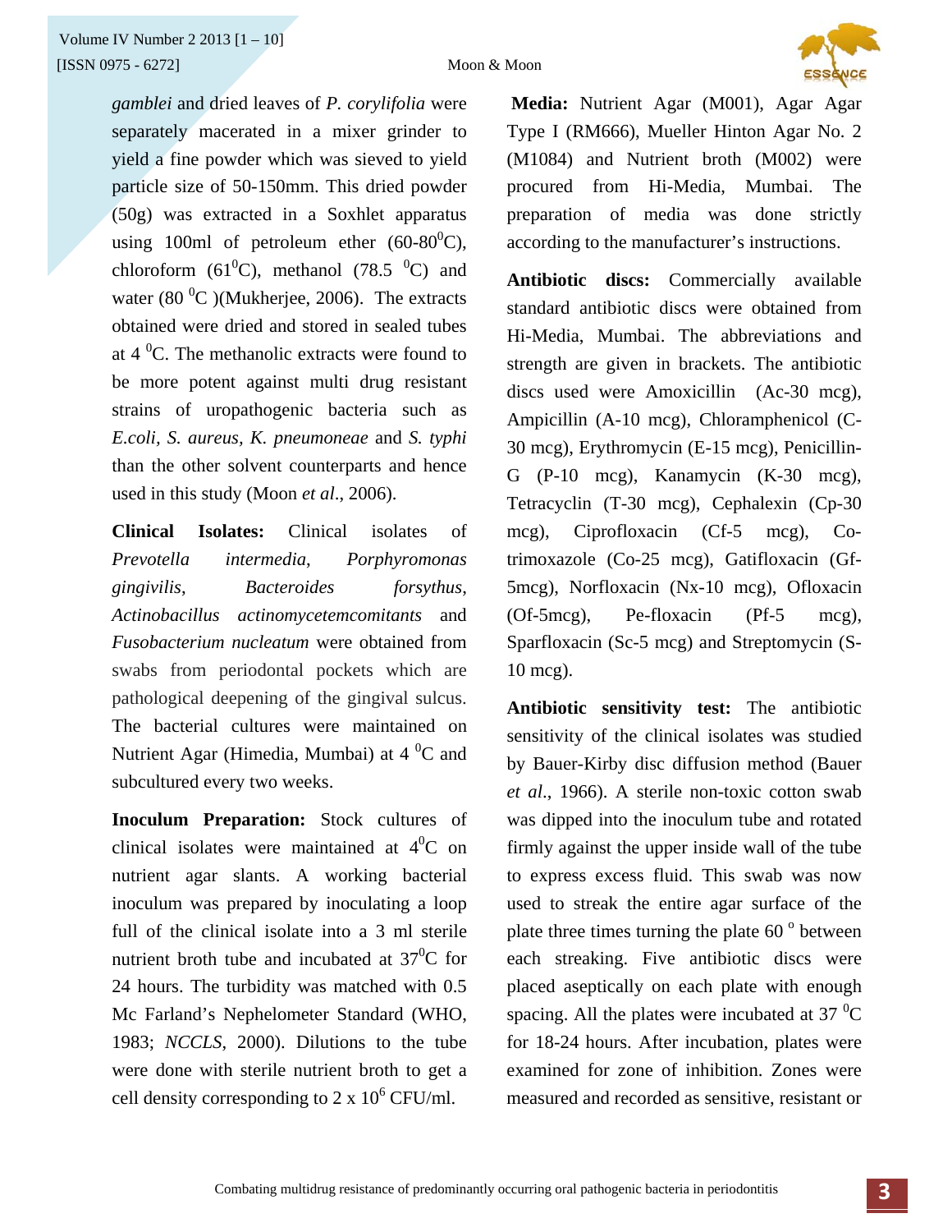*gamblei* and dried leaves of *P. corylifolia* were separately macerated in a mixer grinder to yield a fine powder which was sieved to yield particle size of 50-150mm. This dried powder (50g) was extracted in a Soxhlet apparatus using 100ml of petroleum ether (60-80$^0$C), chloroform (61$^0$C), methanol (78.5 $^0$C) and water (80 $^0$C )(Mukherjee, 2006). The extracts obtained were dried and stored in sealed tubes at 4 $^0$C. The methanolic extracts were found to be more potent against multi drug resistant strains of uropathogenic bacteria such as *E.coli*, *S. aureus*, *K. pneumoneae* and *S. typhi* than the other solvent counterparts and hence used in this study (Moon *et al*., 2006).

**Clinical Isolates:** Clinical isolates of *Prevotella intermedia*, *Porphyromonas gingivilis*, *Bacteroides forsythus*, *Actinobacillus actinomycetemcomitants* and *Fusobacterium nucleatum* were obtained from swabs from periodontal pockets which are pathological deepening of the gingival sulcus. The bacterial cultures were maintained on Nutrient Agar (Himedia, Mumbai) at 4 $^0$C and subcultured every two weeks.

**Inoculum Preparation:** Stock cultures of clinical isolates were maintained at 4$^0$C on nutrient agar slants. A working bacterial inoculum was prepared by inoculating a loop full of the clinical isolate into a 3 ml sterile nutrient broth tube and incubated at 37$^0$C for 24 hours. The turbidity was matched with 0.5 Mc Farland's Nephelometer Standard (WHO, 1983; *NCCLS*, 2000). Dilutions to the tube were done with sterile nutrient broth to get a cell density corresponding to 2 x $10^6$ CFU/ml.

**Media:** Nutrient Agar (M001), Agar Agar Type I (RM666), Mueller Hinton Agar No. 2 (M1084) and Nutrient broth (M002) were procured from Hi-Media, Mumbai. The preparation of media was done strictly according to the manufacturer's instructions.

**Antibiotic discs:** Commercially available standard antibiotic discs were obtained from Hi-Media, Mumbai. The abbreviations and strength are given in brackets. The antibiotic discs used were Amoxicillin (Ac-30 mcg), Ampicillin (A-10 mcg), Chloramphenicol (C-30 mcg), Erythromycin (E-15 mcg), Penicillin-G (P-10 mcg), Kanamycin (K-30 mcg), Tetracyclin (T-30 mcg), Cephalexin (Cp-30 mcg), Ciprofloxacin (Cf-5 mcg), Co-trimoxazole (Co-25 mcg), Gatifloxacin (Gf-5mcg), Norfloxacin (Nx-10 mcg), Ofloxacin (Of-5mcg), Pe-floxacin (Pf-5 mcg), Sparfloxacin (Sc-5 mcg) and Streptomycin (S-10 mcg).

**Antibiotic sensitivity test:** The antibiotic sensitivity of the clinical isolates was studied by Bauer-Kirby disc diffusion method (Bauer *et al*., 1966). A sterile non-toxic cotton swab was dipped into the inoculum tube and rotated firmly against the upper inside wall of the tube to express excess fluid. This swab was now used to streak the entire agar surface of the plate three times turning the plate 60 $^o$ between each streaking. Five antibiotic discs were placed aseptically on each plate with enough spacing. All the plates were incubated at 37 $^0$C for 18-24 hours. After incubation, plates were examined for zone of inhibition. Zones were measured and recorded as sensitive, resistant or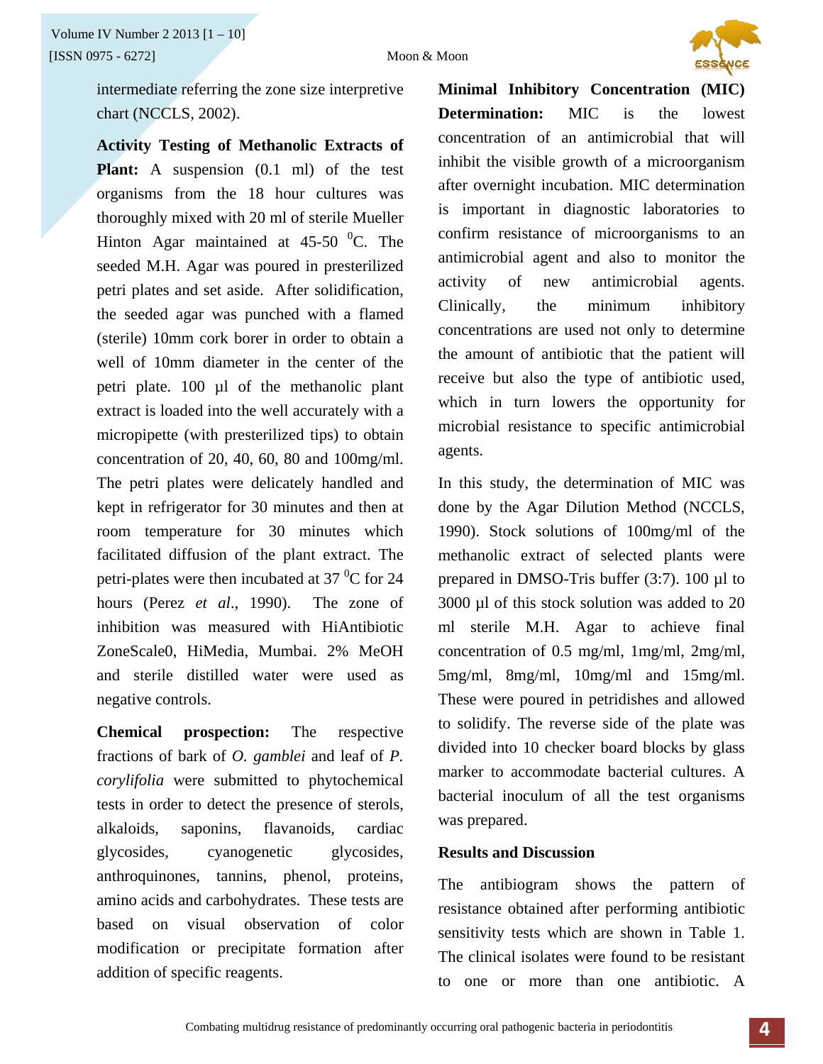intermediate referring the zone size interpretive chart (NCCLS, 2002).

**Activity Testing of Methanolic Extracts of Plant:** A suspension (0.1 ml) of the test organisms from the 18 hour cultures was thoroughly mixed with 20 ml of sterile Mueller Hinton Agar maintained at 45-50 $^0$C. The seeded M.H. Agar was poured in presterilized petri plates and set aside. After solidification, the seeded agar was punched with a flamed (sterile) 10mm cork borer in order to obtain a well of 10mm diameter in the center of the petri plate. 100 µl of the methanolic plant extract is loaded into the well accurately with a micropipette (with presterilized tips) to obtain concentration of 20, 40, 60, 80 and 100mg/ml. The petri plates were delicately handled and kept in refrigerator for 30 minutes and then at room temperature for 30 minutes which facilitated diffusion of the plant extract. The petri-plates were then incubated at 37 $^0$C for 24 hours (Perez *et al*., 1990). The zone of inhibition was measured with HiAntibiotic ZoneScale0, HiMedia, Mumbai. 2% MeOH and sterile distilled water were used as negative controls.

**Chemical prospection:** The respective fractions of bark of *O. gamblei* and leaf of *P. corylifolia* were submitted to phytochemical tests in order to detect the presence of sterols, alkaloids, saponins, flavanoids, cardiac glycosides, cyanogenetic glycosides, anthroquinones, tannins, phenol, proteins, amino acids and carbohydrates. These tests are based on visual observation of color modification or precipitate formation after addition of specific reagents.

**Minimal Inhibitory Concentration (MIC) Determination:** MIC is the lowest concentration of an antimicrobial that will inhibit the visible growth of a microorganism after overnight incubation. MIC determination is important in diagnostic laboratories to confirm resistance of microorganisms to an antimicrobial agent and also to monitor the activity of new antimicrobial agents. Clinically, the minimum inhibitory concentrations are used not only to determine the amount of antibiotic that the patient will receive but also the type of antibiotic used, which in turn lowers the opportunity for microbial resistance to specific antimicrobial agents.

In this study, the determination of MIC was done by the Agar Dilution Method (NCCLS, 1990). Stock solutions of 100mg/ml of the methanolic extract of selected plants were prepared in DMSO-Tris buffer (3:7). 100 µl to 3000 µl of this stock solution was added to 20 ml sterile M.H. Agar to achieve final concentration of 0.5 mg/ml, 1mg/ml, 2mg/ml, 5mg/ml, 8mg/ml, 10mg/ml and 15mg/ml. These were poured in petridishes and allowed to solidify. The reverse side of the plate was divided into 10 checker board blocks by glass marker to accommodate bacterial cultures. A bacterial inoculum of all the test organisms was prepared.

## Results and Discussion

The antibiogram shows the pattern of resistance obtained after performing antibiotic sensitivity tests which are shown in Table 1. The clinical isolates were found to be resistant to one or more than one antibiotic. A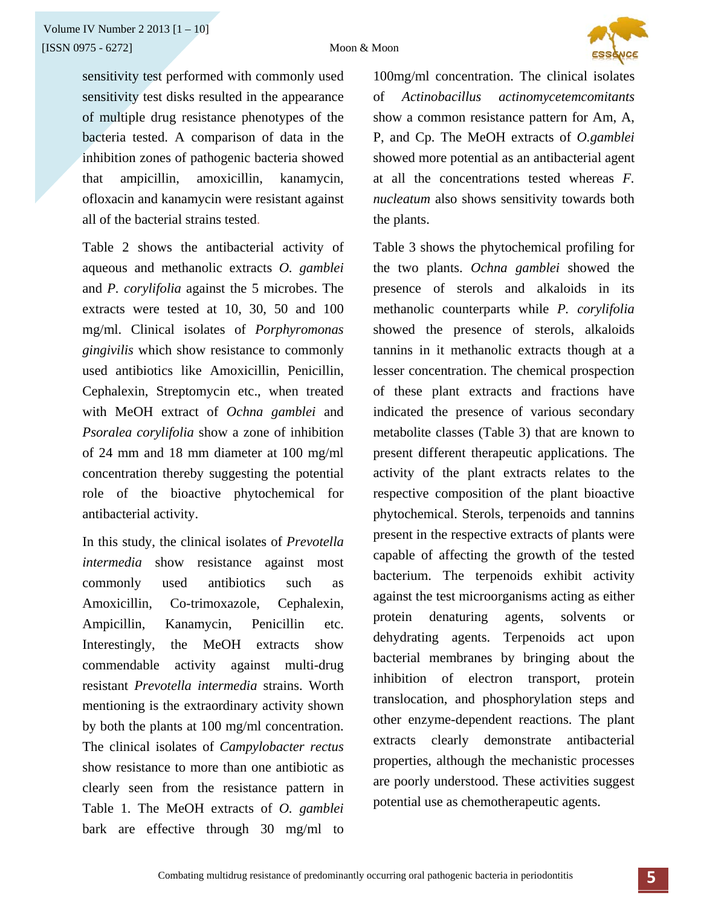sensitivity test performed with commonly used sensitivity test disks resulted in the appearance of multiple drug resistance phenotypes of the bacteria tested. A comparison of data in the inhibition zones of pathogenic bacteria showed that ampicillin, amoxicillin, kanamycin, ofloxacin and kanamycin were resistant against all of the bacterial strains tested.

Table 2 shows the antibacterial activity of aqueous and methanolic extracts *O. gamblei* and *P. corylifolia* against the 5 microbes. The extracts were tested at 10, 30, 50 and 100 mg/ml. Clinical isolates of *Porphyromonas gingivilis* which show resistance to commonly used antibiotics like Amoxicillin, Penicillin, Cephalexin, Streptomycin etc., when treated with MeOH extract of *Ochna gamblei* and *Psoralea corylifolia* show a zone of inhibition of 24 mm and 18 mm diameter at 100 mg/ml concentration thereby suggesting the potential role of the bioactive phytochemical for antibacterial activity.

In this study, the clinical isolates of *Prevotella intermedia* show resistance against most commonly used antibiotics such as Amoxicillin, Co-trimoxazole, Cephalexin, Ampicillin, Kanamycin, Penicillin etc. Interestingly, the MeOH extracts show commendable activity against multi-drug resistant *Prevotella intermedia* strains. Worth mentioning is the extraordinary activity shown by both the plants at 100 mg/ml concentration. The clinical isolates of *Campylobacter rectus* show resistance to more than one antibiotic as clearly seen from the resistance pattern in Table 1. The MeOH extracts of *O. gamblei* bark are effective through 30 mg/ml to 100mg/ml concentration. The clinical isolates of *Actinobacillus actinomycetemcomitants* show a common resistance pattern for Am, A, P, and Cp. The MeOH extracts of *O.gamblei* showed more potential as an antibacterial agent at all the concentrations tested whereas *F. nucleatum* also shows sensitivity towards both the plants.

Table 3 shows the phytochemical profiling for the two plants. *Ochna gamblei* showed the presence of sterols and alkaloids in its methanolic counterparts while *P. corylifolia* showed the presence of sterols, alkaloids tannins in it methanolic extracts though at a lesser concentration. The chemical prospection of these plant extracts and fractions have indicated the presence of various secondary metabolite classes (Table 3) that are known to present different therapeutic applications. The activity of the plant extracts relates to the respective composition of the plant bioactive phytochemical. Sterols, terpenoids and tannins present in the respective extracts of plants were capable of affecting the growth of the tested bacterium. The terpenoids exhibit activity against the test microorganisms acting as either protein denaturing agents, solvents or dehydrating agents. Terpenoids act upon bacterial membranes by bringing about the inhibition of electron transport, protein translocation, and phosphorylation steps and other enzyme-dependent reactions. The plant extracts clearly demonstrate antibacterial properties, although the mechanistic processes are poorly understood. These activities suggest potential use as chemotherapeutic agents.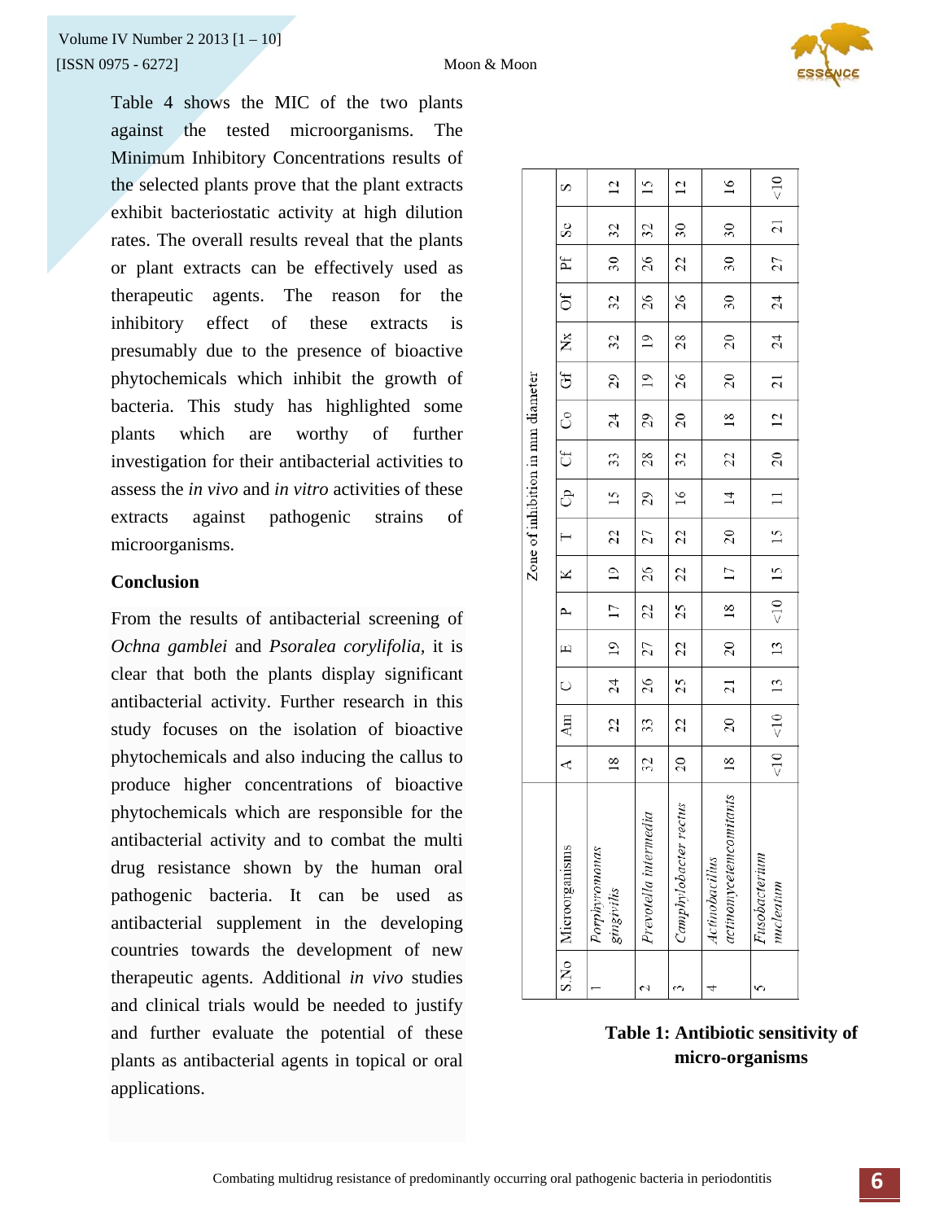Table 4 shows the MIC of the two plants against the tested microorganisms. The Minimum Inhibitory Concentrations results of the selected plants prove that the plant extracts exhibit bacteriostatic activity at high dilution rates. The overall results reveal that the plants or plant extracts can be effectively used as therapeutic agents. The reason for the inhibitory effect of these extracts is presumably due to the presence of bioactive phytochemicals which inhibit the growth of bacteria. This study has highlighted some plants which are worthy of further investigation for their antibacterial activities to assess the *in vivo* and *in vitro* activities of these extracts against pathogenic strains of microorganisms.

## Conclusion

From the results of antibacterial screening of *Ochna gamblei* and *Psoralea corylifolia*, it is clear that both the plants display significant antibacterial activity. Further research in this study focuses on the isolation of bioactive phytochemicals and also inducing the callus to produce higher concentrations of bioactive phytochemicals which are responsible for the antibacterial activity and to combat the multi drug resistance shown by the human oral pathogenic bacteria. It can be used as antibacterial supplement in the developing countries towards the development of new therapeutic agents. Additional *in vivo* studies and clinical trials would be needed to justify and further evaluate the potential of these plants as antibacterial agents in topical or oral applications.

| S.No | Microorganisms | Zone of inhibition in mm diameter | | | | | | | | | | | | | | | |
|---|---|---|---|---|---|---|---|---|---|---|---|---|---|---|---|---|---|
| | | A | Am | C | E | P | K | T | Cp | Cf | Co | Gf | Nx | Of | Pf | Sc | S |
| 1 | *Porphyromonas gingivilis* | 18 | 22 | 24 | 19 | 17 | 19 | 22 | 15 | 33 | 24 | 29 | 32 | 32 | 30 | 32 | 12 |
| 2 | *Prevotella intermedia* | 32 | 33 | 26 | 27 | 22 | 26 | 27 | 29 | 28 | 29 | 19 | 19 | 26 | 26 | 32 | 15 |
| 3 | *Camphylobacter rectus* | 20 | 22 | 25 | 22 | 25 | 22 | 22 | 16 | 32 | 20 | 26 | 28 | 26 | 22 | 30 | 12 |
| 4 | *Actinobacillus actinomycetemcomitanis* | 18 | 20 | 21 | 20 | 18 | 17 | 20 | 14 | 22 | 18 | 20 | 20 | 30 | 30 | 30 | 16 |
| 5 | *Fusobacterium nucleatum* | <10 | <10 | 13 | 13 | <10 | 15 | 15 | 11 | 20 | 12 | 21 | 24 | 24 | 27 | 21 | <10 |

**Table 1: Antibiotic sensitivity of micro-organisms**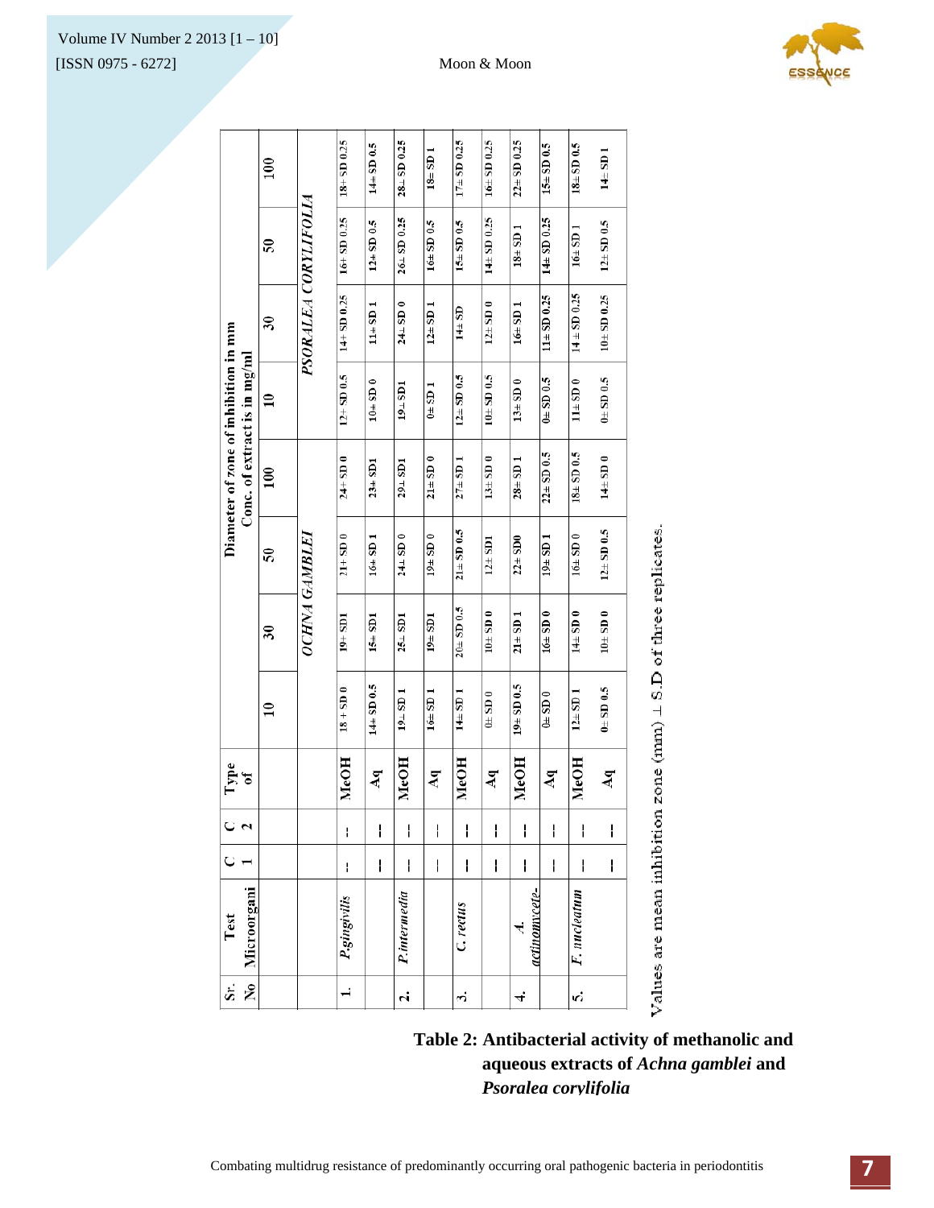| Sr. No | Test Microorgani | C 1 | C 2 | Type of | Diameter of zone of inhibition in mm Conc. of extract is in mg/ml | | | | | | | |
|---|---|---|---|---|---|---|---|---|---|---|---|---|
| | | | | | 10 | 30 | 50 | 100 | 10 | 30 | 50 | 100 |
| | | | | | *OCHNA GAMBLEI* | | | | *PSORALEA CORYLIFOLIA* | | | |
| 1. | *P.gingivilis* | -- | -- | MeOH | 18 + SD 0 | 19+ SD1 | 21+ SD 0 | 24+ SD 0 | 12+ SD 0.5 | 14+ SD 0.25 | 16+ SD 0.25 | 18+ SD 0.25 |
| | | -- | -- | Aq | 14± SD 0.5 | 15± SD1 | 16± SD 1 | 23± SD1 | 10± SD 0 | 11± SD 1 | 12± SD 0.5 | 14± SD 0.5 |
| 2. | *P.intermedia* | -- | -- | MeOH | 19± SD 1 | 25± SD1 | 24± SD 0 | 29± SD1 | 19± SD1 | 24± SD 0 | 26± SD 0.25 | 28± SD 0.25 |
| | | -- | -- | Aq | 16± SD 1 | 19± SD1 | 19± SD 0 | 21± SD 0 | 0± SD 1 | 12± SD 1 | 16± SD 0.5 | 18± SD 1 |
| 3. | *C.rectus* | -- | -- | MeOH | 14± SD 1 | 20± SD 0.5 | 21± SD 0.5 | 27± SD 1 | 12± SD 0.5 | 14± SD | 15± SD 0.5 | 17± SD 0.25 |
| | | -- | -- | Aq | 0± SD 0 | 10± SD 0 | 12± SD1 | 13± SD 0 | 10± SD 0.5 | 12± SD 0 | 14± SD 0.25 | 16± SD 0.25 |
| 4. | *A. actinomycete-* | -- | -- | MeOH | 19± SD 0.5 | 21± SD 1 | 22± SD0 | 28± SD 1 | 13± SD 0 | 16± SD 1 | 18± SD 1 | 22± SD 0.25 |
| | | -- | -- | Aq | 0± SD 0 | 16± SD 0 | 19± SD 1 | 22± SD 0.5 | 0± SD 0.5 | 11± SD 0.25 | 14± SD 0.25 | 15± SD 0.5 |
| 5. | *F. nucleatum* | -- | -- | MeOH | 12± SD 1 | 14± SD 0 | 16± SD 0 | 18± SD 0.5 | 11± SD 0 | 14 ± SD 0.25 | 16± SD 1 | 18± SD 0.5 |
| | | -- | -- | Aq | 0± SD 0.5 | 10± SD 0 | 12± SD 0.5 | 14± SD 0 | 0± SD 0.5 | 10± SD 0.25 | 12± SD 0.5 | 14± SD 1 |

Values are mean inhibition zone (mm) ± S.D of three replicates.

**Table 2: Antibacterial activity of methanolic and aqueous extracts of *Achna gamblei* and *Psoralea corylifolia***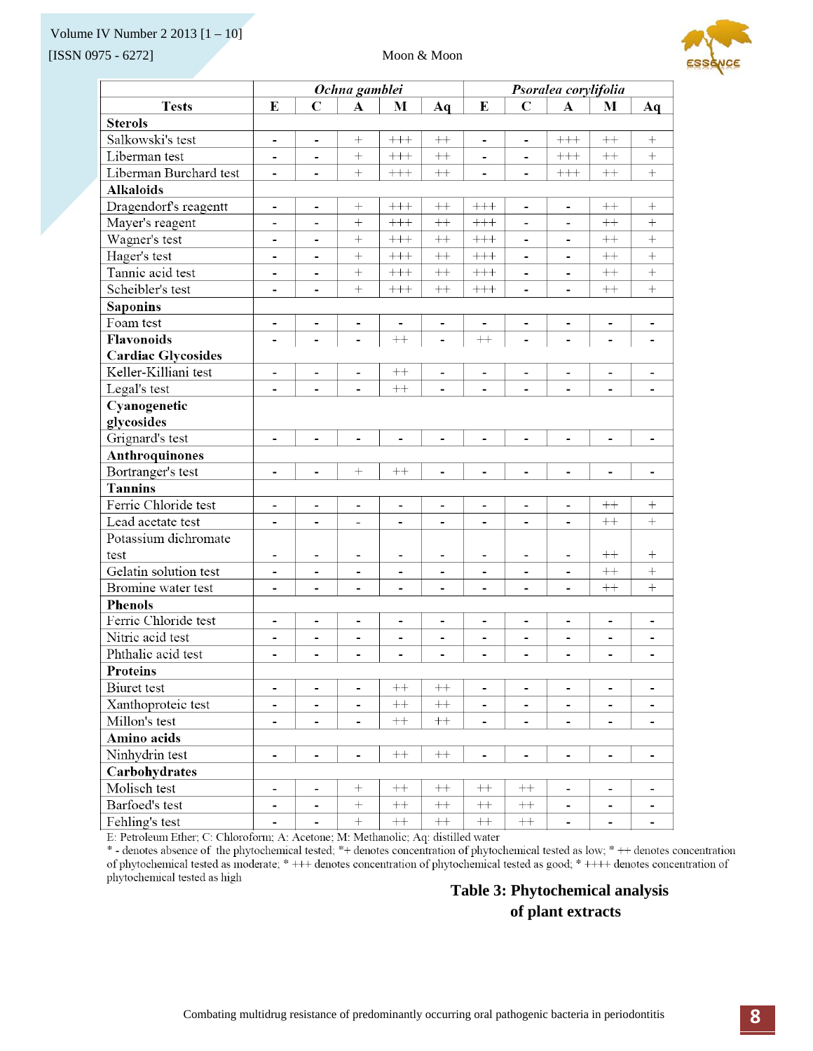| Tests | *Ochna gamblei* | | | | | *Psoralea corylifolia* | | | | |
|---|---|---|---|---|---|---|---|---|---|---|
| | E | C | A | M | Aq | E | C | A | M | Aq |
| **Sterols** | | | | | | | | | | |
| Salkowski's test | - | - | + | +++ | ++ | - | - | +++ | ++ | + |
| Liberman test | - | - | + | +++ | ++ | - | - | +++ | ++ | + |
| Liberman Burchard test | - | - | + | +++ | ++ | - | - | +++ | ++ | + |
| **Alkaloids** | | | | | | | | | | |
| Dragendorf's reagentt | - | - | + | +++ | ++ | +++ | - | - | ++ | + |
| Mayer's reagent | - | - | + | +++ | ++ | +++ | - | - | ++ | + |
| Wagner's test | - | - | + | +++ | ++ | +++ | - | - | ++ | + |
| Hager's test | - | - | + | +++ | ++ | +++ | - | - | ++ | + |
| Tannic acid test | - | - | + | +++ | ++ | +++ | - | - | ++ | + |
| Scheibler's test | - | - | + | +++ | ++ | +++ | - | - | ++ | + |
| **Saponins** | | | | | | | | | | |
| Foam test | - | - | - | - | - | - | - | - | - | - |
| **Flavonoids** | - | - | - | ++ | - | ++ | - | - | - | - |
| **Cardiac Glycosides** | | | | | | | | | | |
| Keller-Killiani test | - | - | - | ++ | - | - | - | - | - | - |
| Legal's test | - | - | - | ++ | - | - | - | - | - | - |
| **Cyanogenetic glycosides** | | | | | | | | | | |
| Grignard's test | - | - | - | - | - | - | - | - | - | - |
| **Anthroquinones** | | | | | | | | | | |
| Bortranger's test | - | - | + | ++ | - | - | - | - | - | - |
| **Tannins** | | | | | | | | | | |
| Ferric Chloride test | - | - | - | - | - | - | - | - | ++ | + |
| Lead acetate test | - | - | - | - | - | - | - | - | ++ | + |
| Potassium dichromate test | - | - | - | - | - | - | - | - | ++ | + |
| Gelatin solution test | - | - | - | - | - | - | - | - | ++ | + |
| Bromine water test | - | - | - | - | - | - | - | - | ++ | + |
| **Phenols** | | | | | | | | | | |
| Ferric Chloride test | - | - | - | - | - | - | - | - | - | - |
| Nitric acid test | - | - | - | - | - | - | - | - | - | - |
| Phthalic acid test | - | - | - | - | - | - | - | - | - | - |
| **Proteins** | | | | | | | | | | |
| Biuret test | - | - | - | ++ | ++ | - | - | - | - | - |
| Xanthoproteic test | - | - | - | ++ | ++ | - | - | - | - | - |
| Millon's test | - | - | - | ++ | ++ | - | - | - | - | - |
| **Amino acids** | | | | | | | | | | |
| Ninhydrin test | - | - | - | ++ | ++ | - | - | - | - | - |
| **Carbohydrates** | | | | | | | | | | |
| Molisch test | - | - | + | ++ | ++ | ++ | ++ | - | - | - |
| Barfoed's test | - | - | + | ++ | ++ | ++ | ++ | - | - | - |
| Fehling's test | - | - | + | ++ | ++ | ++ | ++ | - | - | - |

E: Petroleum Ether; C: Chloroform; A: Acetone; M: Methanolic; Aq: distilled water

* - denotes absence of the phytochemical tested; *+ denotes concentration of phytochemical tested as low; * ++ denotes concentration of phytochemical tested as moderate; * +++ denotes concentration of phytochemical tested as good; * ++++ denotes concentration of phytochemical tested as high

**Table 3: Phytochemical analysis of plant extracts**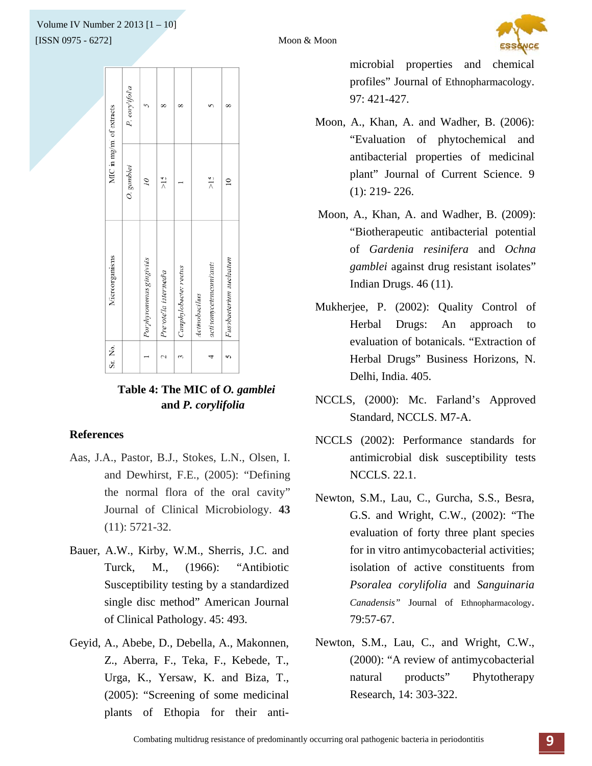| Sr. No. | Microorganisms | MIC in mg/m of extracts | |
|---|---|---|---|
| | | *O. gamblei* | *P. corylifolia* |
| 1 | *Porphyromonas gingivalis* | 10 | 5 |
| 2 | *Prevotella intermedia* | >15 | 8 |
| 3 | *Camphylobacter rectus* | 1 | 8 |
| 4 | *Actinobacillus actinomycetemcomitants* | >15 | 5 |
| 5 | *Fusobacterium nucleatum* | 10 | 8 |

**Table 4: The MIC of *O. gamblei* and *P. corylifolia***

## References

Aas, J.A., Pastor, B.J., Stokes, L.N., Olsen, I. and Dewhirst, F.E., (2005): "Defining the normal flora of the oral cavity" Journal of Clinical Microbiology. **43** (11): 5721-32.

Bauer, A.W., Kirby, W.M., Sherris, J.C. and Turck, M., (1966): "Antibiotic Susceptibility testing by a standardized single disc method" American Journal of Clinical Pathology. 45: 493.

Geyid, A., Abebe, D., Debella, A., Makonnen, Z., Aberra, F., Teka, F., Kebede, T., Urga, K., Yersaw, K. and Biza, T., (2005): "Screening of some medicinal plants of Ethopia for their anti-microbial properties and chemical profiles" Journal of Ethnopharmacology. 97: 421-427.

Moon, A., Khan, A. and Wadher, B. (2006): "Evaluation of phytochemical and antibacterial properties of medicinal plant" Journal of Current Science. 9 (1): 219- 226.

Moon, A., Khan, A. and Wadher, B. (2009): "Biotherapeutic antibacterial potential of *Gardenia resinifera* and *Ochna gamblei* against drug resistant isolates" Indian Drugs. 46 (11).

Mukherjee, P. (2002): Quality Control of Herbal Drugs: An approach to evaluation of botanicals. "Extraction of Herbal Drugs" Business Horizons, N. Delhi, India. 405.

NCCLS, (2000): Mc. Farland's Approved Standard, NCCLS. M7-A.

NCCLS (2002): Performance standards for antimicrobial disk susceptibility tests NCCLS. 22.1.

Newton, S.M., Lau, C., Gurcha, S.S., Besra, G.S. and Wright, C.W., (2002): "The evaluation of forty three plant species for in vitro antimycobacterial activities; isolation of active constituents from *Psoralea corylifolia* and *Sanguinaria Canadensis*" Journal of Ethnopharmacology. 79:57-67.

Newton, S.M., Lau, C., and Wright, C.W., (2000): "A review of antimycobacterial natural products" Phytotherapy Research, 14: 303-322.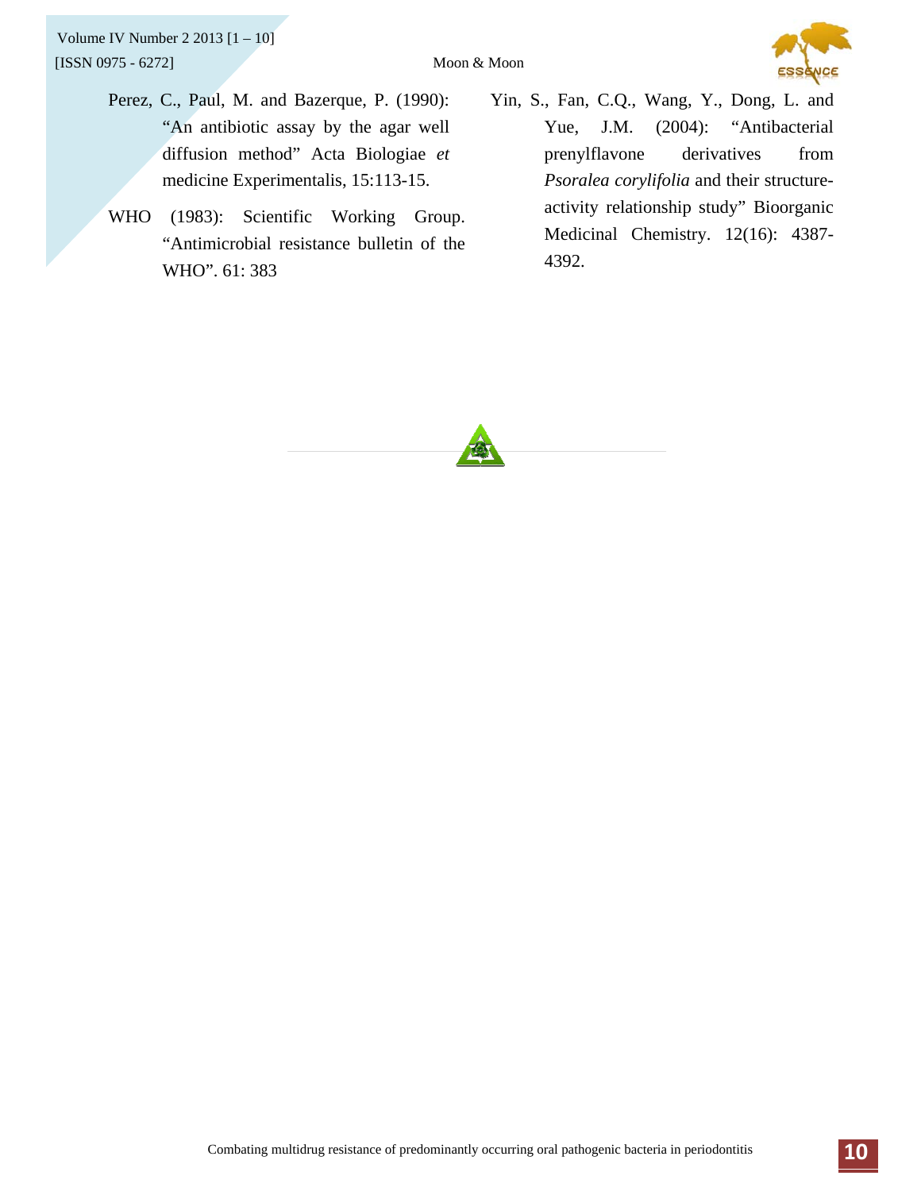Perez, C., Paul, M. and Bazerque, P. (1990): "An antibiotic assay by the agar well diffusion method" Acta Biologiae *et* medicine Experimentalis, 15:113-15.

WHO (1983): Scientific Working Group. "Antimicrobial resistance bulletin of the WHO". 61: 383

Yin, S., Fan, C.Q., Wang, Y., Dong, L. and Yue, J.M. (2004): "Antibacterial prenylflavone derivatives from *Psoralea corylifolia* and their structure-activity relationship study" Bioorganic Medicinal Chemistry. 12(16): 4387-4392.